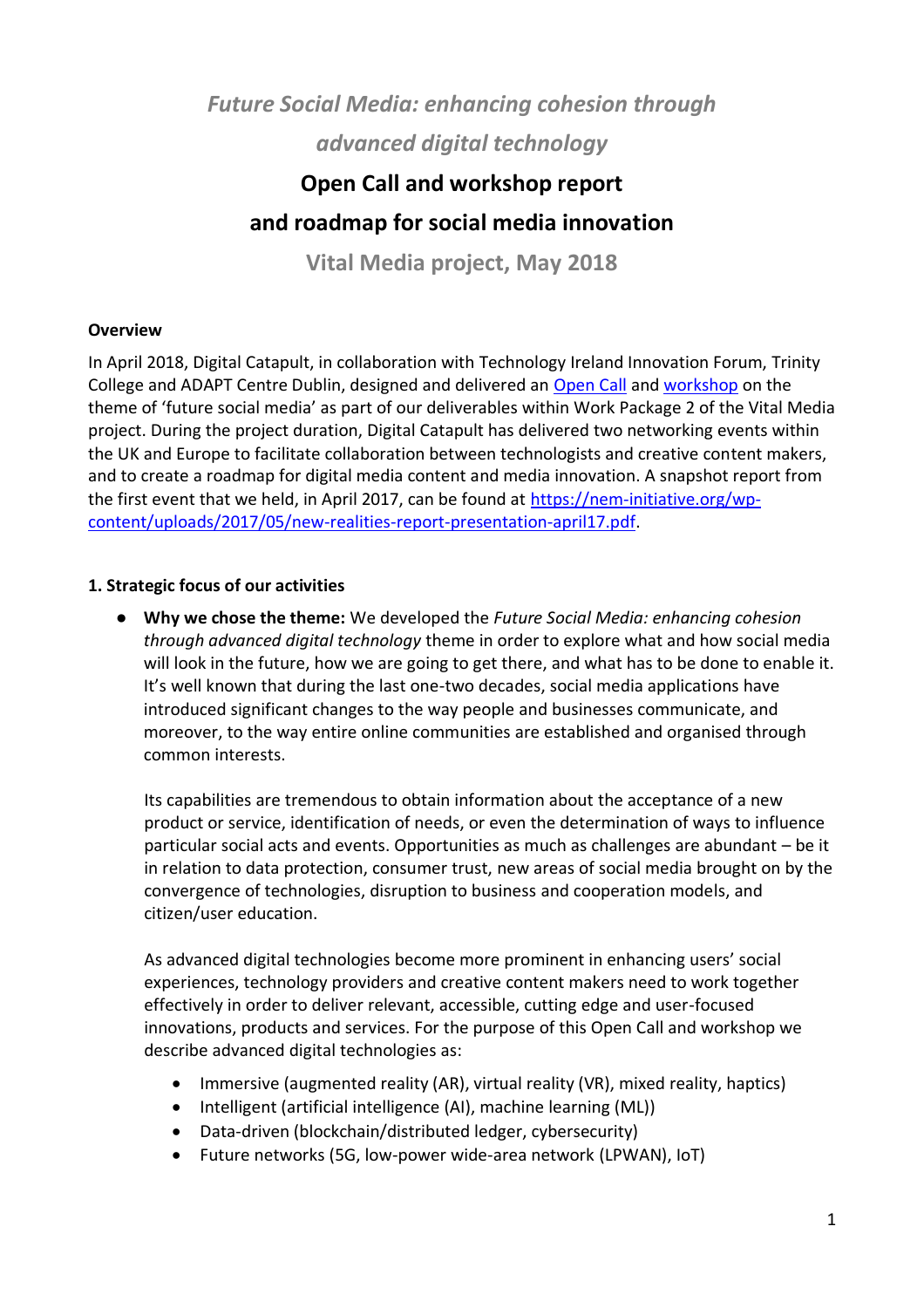# *Future Social Media: enhancing cohesion through advanced digital technology*

## Open Call and workshop report and roadmap for social media innovation

### Vital Media project, May 2018

**Overview**

In April 2018, Digital Catapult, in collaboration with Technology Ireland Innovation Forum, Trinity College and ADAPT Centre Dublin, designed and delivered an [Open Call]() and [workshop]() on the theme of 'future social media' as part of our deliverables within Work Package 2 of the Vital Media project. During the project duration, Digital Catapult has delivered two networking events within the UK and Europe to facilitate collaboration between technologists and creative content makers, and to create a roadmap for digital media content and media innovation. A snapshot report from the first event that we held, in April 2017, can be found at [https://nem-initiative.org/wp-content/uploads/2017/05/new-realities-report-presentation-april17.pdf](https://nem-initiative.org/wp-content/uploads/2017/05/new-realities-report-presentation-april17.pdf).

**1. Strategic focus of our activities**

- **Why we chose the theme:** We developed the *Future Social Media: enhancing cohesion through advanced digital technology* theme in order to explore what and how social media will look in the future, how we are going to get there, and what has to be done to enable it. It's well known that during the last one-two decades, social media applications have introduced significant changes to the way people and businesses communicate, and moreover, to the way entire online communities are established and organised through common interests.

  Its capabilities are tremendous to obtain information about the acceptance of a new product or service, identification of needs, or even the determination of ways to influence particular social acts and events. Opportunities as much as challenges are abundant – be it in relation to data protection, consumer trust, new areas of social media brought on by the convergence of technologies, disruption to business and cooperation models, and citizen/user education.

  As advanced digital technologies become more prominent in enhancing users' social experiences, technology providers and creative content makers need to work together effectively in order to deliver relevant, accessible, cutting edge and user-focused innovations, products and services. For the purpose of this Open Call and workshop we describe advanced digital technologies as:

  - Immersive (augmented reality (AR), virtual reality (VR), mixed reality, haptics)
  - Intelligent (artificial intelligence (AI), machine learning (ML))
  - Data-driven (blockchain/distributed ledger, cybersecurity)
  - Future networks (5G, low-power wide-area network (LPWAN), IoT)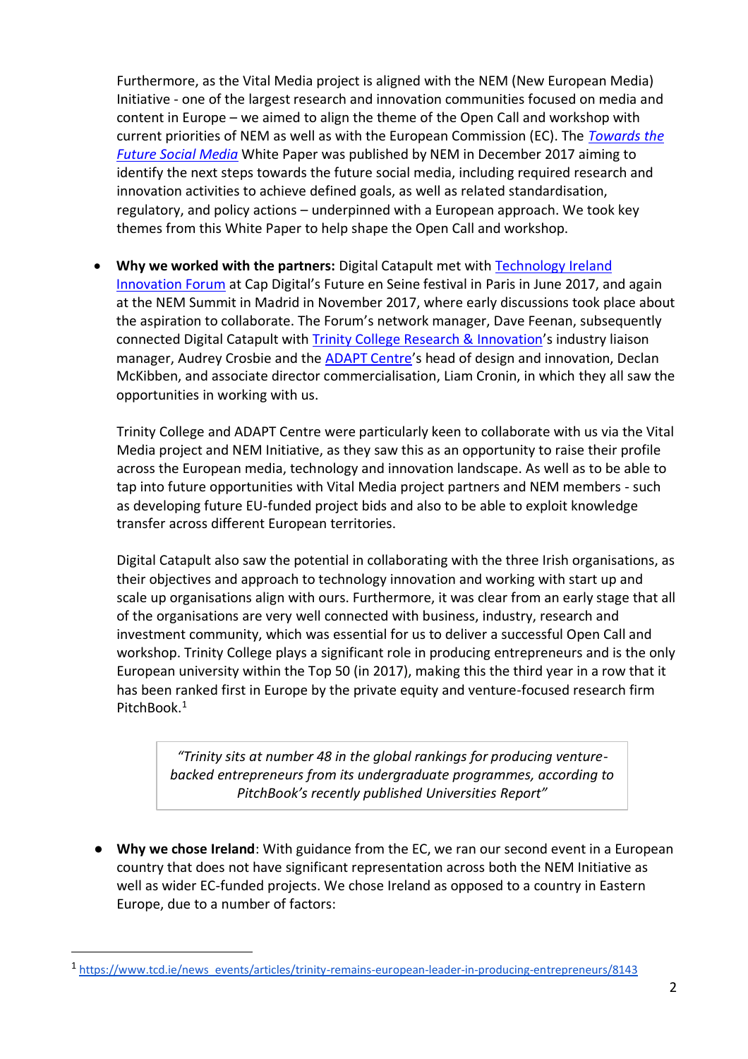Furthermore, as the Vital Media project is aligned with the NEM (New European Media) Initiative - one of the largest research and innovation communities focused on media and content in Europe – we aimed to align the theme of the Open Call and workshop with current priorities of NEM as well as with the European Commission (EC). The *Towards the Future Social Media* White Paper was published by NEM in December 2017 aiming to identify the next steps towards the future social media, including required research and innovation activities to achieve defined goals, as well as related standardisation, regulatory, and policy actions – underpinned with a European approach. We took key themes from this White Paper to help shape the Open Call and workshop.

- **Why we worked with the partners:** Digital Catapult met with Technology Ireland Innovation Forum at Cap Digital's Future en Seine festival in Paris in June 2017, and again at the NEM Summit in Madrid in November 2017, where early discussions took place about the aspiration to collaborate. The Forum's network manager, Dave Feenan, subsequently connected Digital Catapult with Trinity College Research & Innovation's industry liaison manager, Audrey Crosbie and the ADAPT Centre's head of design and innovation, Declan McKibben, and associate director commercialisation, Liam Cronin, in which they all saw the opportunities in working with us.

  Trinity College and ADAPT Centre were particularly keen to collaborate with us via the Vital Media project and NEM Initiative, as they saw this as an opportunity to raise their profile across the European media, technology and innovation landscape. As well as to be able to tap into future opportunities with Vital Media project partners and NEM members - such as developing future EU-funded project bids and also to be able to exploit knowledge transfer across different European territories.

  Digital Catapult also saw the potential in collaborating with the three Irish organisations, as their objectives and approach to technology innovation and working with start up and scale up organisations align with ours. Furthermore, it was clear from an early stage that all of the organisations are very well connected with business, industry, research and investment community, which was essential for us to deliver a successful Open Call and workshop. Trinity College plays a significant role in producing entrepreneurs and is the only European university within the Top 50 (in 2017), making this the third year in a row that it has been ranked first in Europe by the private equity and venture-focused research firm PitchBook.[1]

  > *"Trinity sits at number 48 in the global rankings for producing venture-backed entrepreneurs from its undergraduate programmes, according to PitchBook's recently published Universities Report"*

- **Why we chose Ireland**: With guidance from the EC, we ran our second event in a European country that does not have significant representation across both the NEM Initiative as well as wider EC-funded projects. We chose Ireland as opposed to a country in Eastern Europe, due to a number of factors:

[1] https://www.tcd.ie/news_events/articles/trinity-remains-european-leader-in-producing-entrepreneurs/8143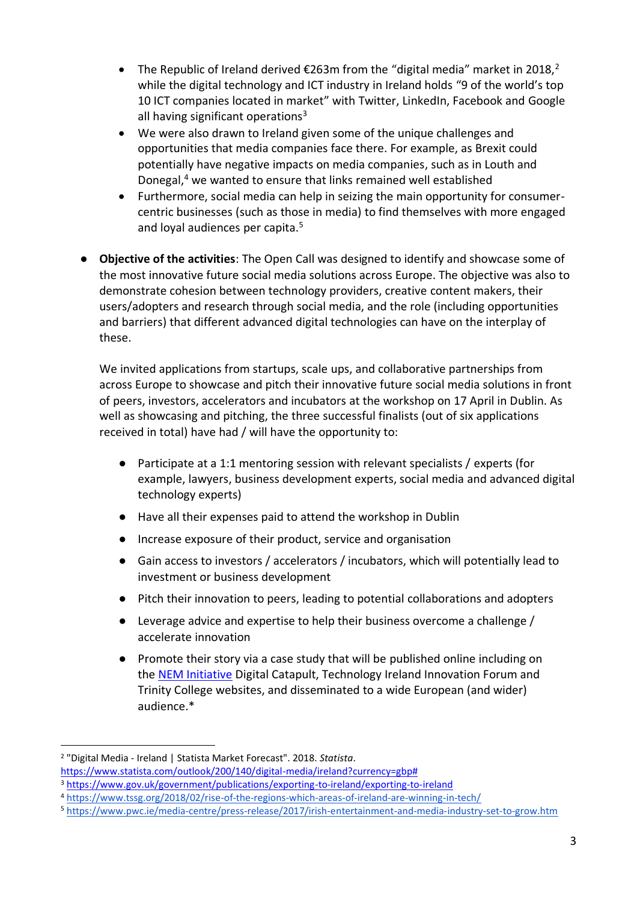- The Republic of Ireland derived €263m from the "digital media" market in 2018,[2] while the digital technology and ICT industry in Ireland holds "9 of the world's top 10 ICT companies located in market" with Twitter, LinkedIn, Facebook and Google all having significant operations[3]
- We were also drawn to Ireland given some of the unique challenges and opportunities that media companies face there. For example, as Brexit could potentially have negative impacts on media companies, such as in Louth and Donegal,[4] we wanted to ensure that links remained well established
- Furthermore, social media can help in seizing the main opportunity for consumer-centric businesses (such as those in media) to find themselves with more engaged and loyal audiences per capita.[5]

- **Objective of the activities**: The Open Call was designed to identify and showcase some of the most innovative future social media solutions across Europe. The objective was also to demonstrate cohesion between technology providers, creative content makers, their users/adopters and research through social media, and the role (including opportunities and barriers) that different advanced digital technologies can have on the interplay of these.

  We invited applications from startups, scale ups, and collaborative partnerships from across Europe to showcase and pitch their innovative future social media solutions in front of peers, investors, accelerators and incubators at the workshop on 17 April in Dublin. As well as showcasing and pitching, the three successful finalists (out of six applications received in total) have had / will have the opportunity to:

  - Participate at a 1:1 mentoring session with relevant specialists / experts (for example, lawyers, business development experts, social media and advanced digital technology experts)
  - Have all their expenses paid to attend the workshop in Dublin
  - Increase exposure of their product, service and organisation
  - Gain access to investors / accelerators / incubators, which will potentially lead to investment or business development
  - Pitch their innovation to peers, leading to potential collaborations and adopters
  - Leverage advice and expertise to help their business overcome a challenge / accelerate innovation
  - Promote their story via a case study that will be published online including on the NEM Initiative Digital Catapult, Technology Ireland Innovation Forum and Trinity College websites, and disseminated to a wide European (and wider) audience.*

---

[2] "Digital Media - Ireland | Statista Market Forecast". 2018. *Statista*. https://www.statista.com/outlook/200/140/digital-media/ireland?currency=gbp#

[3] https://www.gov.uk/government/publications/exporting-to-ireland/exporting-to-ireland

[4] https://www.tssg.org/2018/02/rise-of-the-regions-which-areas-of-ireland-are-winning-in-tech/

[5] https://www.pwc.ie/media-centre/press-release/2017/irish-entertainment-and-media-industry-set-to-grow.htm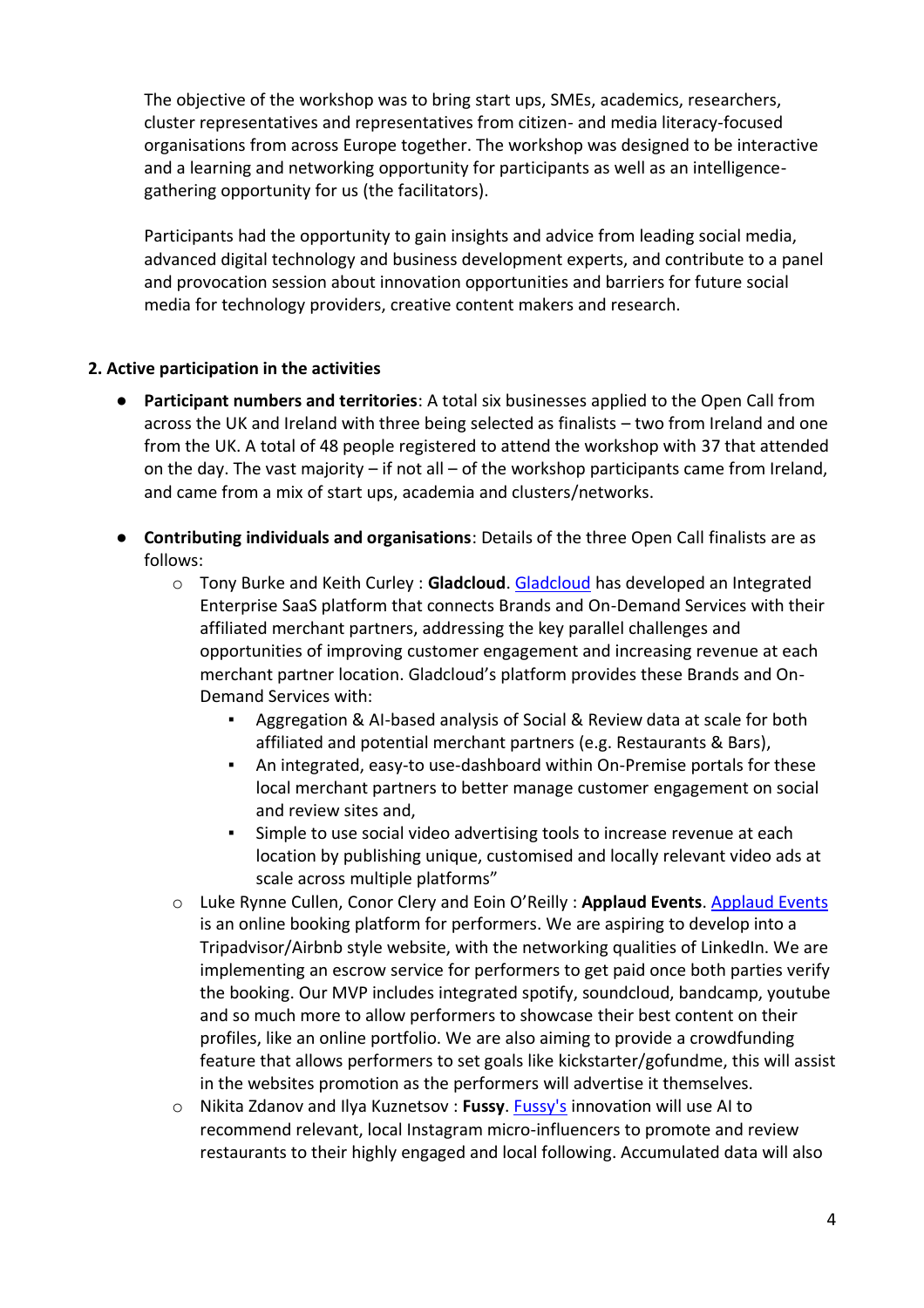The objective of the workshop was to bring start ups, SMEs, academics, researchers, cluster representatives and representatives from citizen- and media literacy-focused organisations from across Europe together. The workshop was designed to be interactive and a learning and networking opportunity for participants as well as an intelligence-gathering opportunity for us (the facilitators).

Participants had the opportunity to gain insights and advice from leading social media, advanced digital technology and business development experts, and contribute to a panel and provocation session about innovation opportunities and barriers for future social media for technology providers, creative content makers and research.

## 2. Active participation in the activities

- **Participant numbers and territories**: A total six businesses applied to the Open Call from across the UK and Ireland with three being selected as finalists – two from Ireland and one from the UK. A total of 48 people registered to attend the workshop with 37 that attended on the day. The vast majority – if not all – of the workshop participants came from Ireland, and came from a mix of start ups, academia and clusters/networks.

- **Contributing individuals and organisations**: Details of the three Open Call finalists are as follows:
  - Tony Burke and Keith Curley : **Gladcloud**. Gladcloud has developed an Integrated Enterprise SaaS platform that connects Brands and On-Demand Services with their affiliated merchant partners, addressing the key parallel challenges and opportunities of improving customer engagement and increasing revenue at each merchant partner location. Gladcloud's platform provides these Brands and On-Demand Services with:
    - Aggregation & AI-based analysis of Social & Review data at scale for both affiliated and potential merchant partners (e.g. Restaurants & Bars),
    - An integrated, easy-to use-dashboard within On-Premise portals for these local merchant partners to better manage customer engagement on social and review sites and,
    - Simple to use social video advertising tools to increase revenue at each location by publishing unique, customised and locally relevant video ads at scale across multiple platforms"
  - Luke Rynne Cullen, Conor Clery and Eoin O'Reilly : **Applaud Events**. Applaud Events is an online booking platform for performers. We are aspiring to develop into a Tripadvisor/Airbnb style website, with the networking qualities of LinkedIn. We are implementing an escrow service for performers to get paid once both parties verify the booking. Our MVP includes integrated spotify, soundcloud, bandcamp, youtube and so much more to allow performers to showcase their best content on their profiles, like an online portfolio. We are also aiming to provide a crowdfunding feature that allows performers to set goals like kickstarter/gofundme, this will assist in the websites promotion as the performers will advertise it themselves.
  - Nikita Zdanov and Ilya Kuznetsov : **Fussy**. Fussy's innovation will use AI to recommend relevant, local Instagram micro-influencers to promote and review restaurants to their highly engaged and local following. Accumulated data will also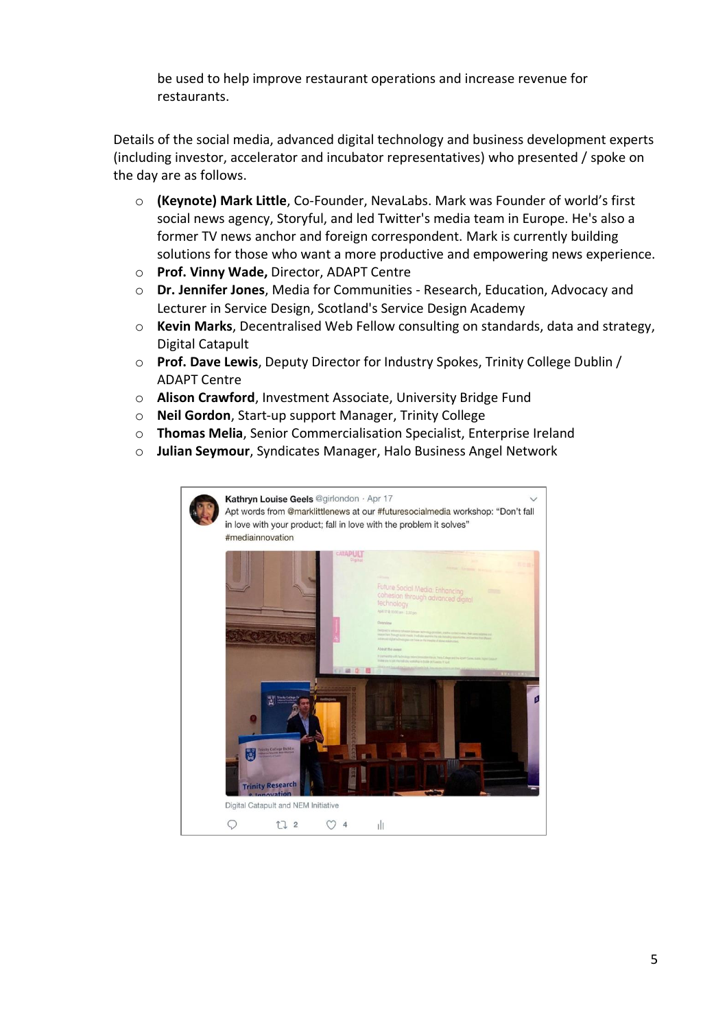be used to help improve restaurant operations and increase revenue for restaurants.

Details of the social media, advanced digital technology and business development experts (including investor, accelerator and incubator representatives) who presented / spoke on the day are as follows.

- **(Keynote) Mark Little**, Co-Founder, NevaLabs. Mark was Founder of world's first social news agency, Storyful, and led Twitter's media team in Europe. He's also a former TV news anchor and foreign correspondent. Mark is currently building solutions for those who want a more productive and empowering news experience.
- **Prof. Vinny Wade,** Director, ADAPT Centre
- **Dr. Jennifer Jones**, Media for Communities - Research, Education, Advocacy and Lecturer in Service Design, Scotland's Service Design Academy
- **Kevin Marks**, Decentralised Web Fellow consulting on standards, data and strategy, Digital Catapult
- **Prof. Dave Lewis**, Deputy Director for Industry Spokes, Trinity College Dublin / ADAPT Centre
- **Alison Crawford**, Investment Associate, University Bridge Fund
- **Neil Gordon**, Start-up support Manager, Trinity College
- **Thomas Melia**, Senior Commercialisation Specialist, Enterprise Ireland
- **Julian Seymour**, Syndicates Manager, Halo Business Angel Network

Kathryn Louise Geels @girlondon · Apr 17
Apt words from @marklittlenews at our #futuresocialmedia workshop: "Don't fall in love with your product; fall in love with the problem it solves" #mediainnovation

Digital Catapult and NEM Initiative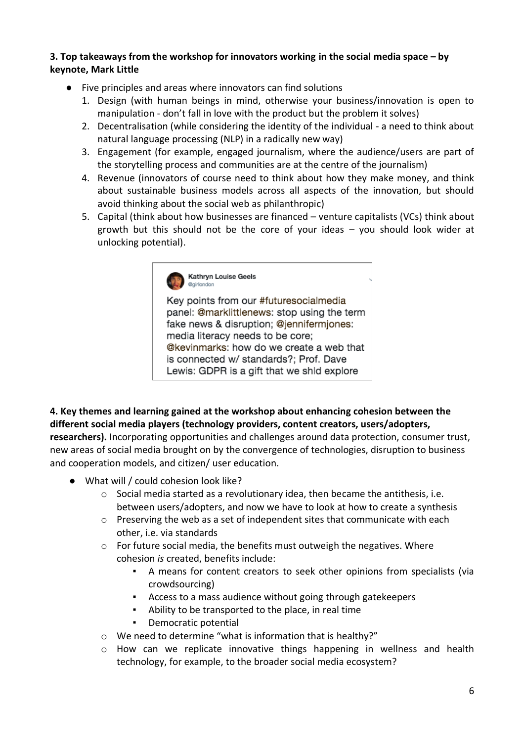**3. Top takeaways from the workshop for innovators working in the social media space – by keynote, Mark Little**

- Five principles and areas where innovators can find solutions
  1. Design (with human beings in mind, otherwise your business/innovation is open to manipulation - don't fall in love with the product but the problem it solves)
  2. Decentralisation (while considering the identity of the individual - a need to think about natural language processing (NLP) in a radically new way)
  3. Engagement (for example, engaged journalism, where the audience/users are part of the storytelling process and communities are at the centre of the journalism)
  4. Revenue (innovators of course need to think about how they make money, and think about sustainable business models across all aspects of the innovation, but should avoid thinking about the social web as philanthropic)
  5. Capital (think about how businesses are financed – venture capitalists (VCs) think about growth but this should not be the core of your ideas – you should look wider at unlocking potential).

> **Kathryn Louise Geels** @girlondon
>
> Key points from our #futuresocialmedia panel: @marklittlenews: stop using the term fake news & disruption; @jennifermjones: media literacy needs to be core; @kevinmarks: how do we create a web that is connected w/ standards?; Prof. Dave Lewis: GDPR is a gift that we shld explore

**4. Key themes and learning gained at the workshop about enhancing cohesion between the different social media players (technology providers, content creators, users/adopters, researchers).** Incorporating opportunities and challenges around data protection, consumer trust, new areas of social media brought on by the convergence of technologies, disruption to business and cooperation models, and citizen/ user education.

- What will / could cohesion look like?
  - Social media started as a revolutionary idea, then became the antithesis, i.e. between users/adopters, and now we have to look at how to create a synthesis
  - Preserving the web as a set of independent sites that communicate with each other, i.e. via standards
  - For future social media, the benefits must outweigh the negatives. Where cohesion *is* created, benefits include:
    - A means for content creators to seek other opinions from specialists (via crowdsourcing)
    - Access to a mass audience without going through gatekeepers
    - Ability to be transported to the place, in real time
    - Democratic potential
  - We need to determine "what is information that is healthy?"
  - How can we replicate innovative things happening in wellness and health technology, for example, to the broader social media ecosystem?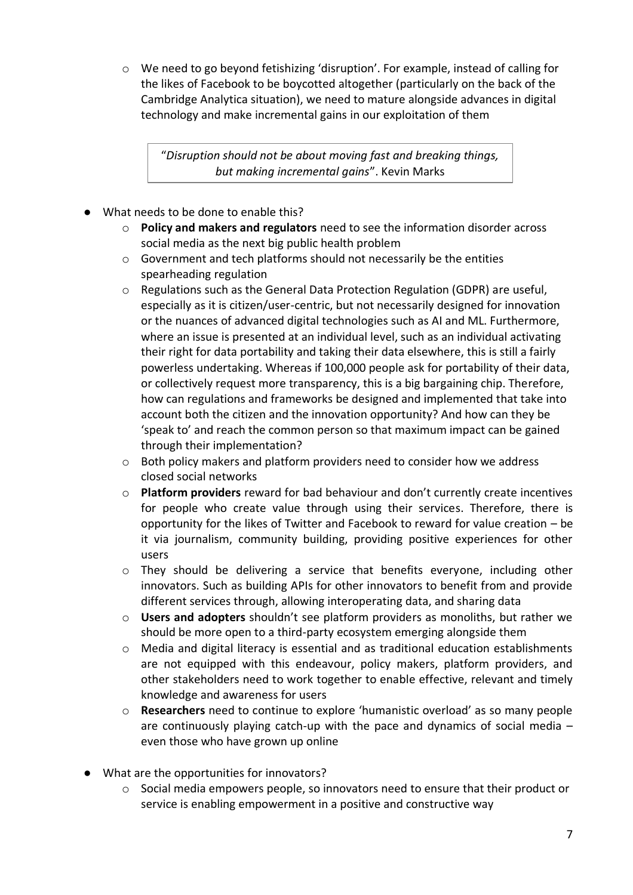- We need to go beyond fetishizing 'disruption'. For example, instead of calling for the likes of Facebook to be boycotted altogether (particularly on the back of the Cambridge Analytica situation), we need to mature alongside advances in digital technology and make incremental gains in our exploitation of them

> "*Disruption should not be about moving fast and breaking things, but making incremental gains*". Kevin Marks

- What needs to be done to enable this?
  - **Policy and makers and regulators** need to see the information disorder across social media as the next big public health problem
  - Government and tech platforms should not necessarily be the entities spearheading regulation
  - Regulations such as the General Data Protection Regulation (GDPR) are useful, especially as it is citizen/user-centric, but not necessarily designed for innovation or the nuances of advanced digital technologies such as AI and ML. Furthermore, where an issue is presented at an individual level, such as an individual activating their right for data portability and taking their data elsewhere, this is still a fairly powerless undertaking. Whereas if 100,000 people ask for portability of their data, or collectively request more transparency, this is a big bargaining chip. Therefore, how can regulations and frameworks be designed and implemented that take into account both the citizen and the innovation opportunity? And how can they be 'speak to' and reach the common person so that maximum impact can be gained through their implementation?
  - Both policy makers and platform providers need to consider how we address closed social networks
  - **Platform providers** reward for bad behaviour and don't currently create incentives for people who create value through using their services. Therefore, there is opportunity for the likes of Twitter and Facebook to reward for value creation – be it via journalism, community building, providing positive experiences for other users
  - They should be delivering a service that benefits everyone, including other innovators. Such as building APIs for other innovators to benefit from and provide different services through, allowing interoperating data, and sharing data
  - **Users and adopters** shouldn't see platform providers as monoliths, but rather we should be more open to a third-party ecosystem emerging alongside them
  - Media and digital literacy is essential and as traditional education establishments are not equipped with this endeavour, policy makers, platform providers, and other stakeholders need to work together to enable effective, relevant and timely knowledge and awareness for users
  - **Researchers** need to continue to explore 'humanistic overload' as so many people are continuously playing catch-up with the pace and dynamics of social media – even those who have grown up online

- What are the opportunities for innovators?
  - Social media empowers people, so innovators need to ensure that their product or service is enabling empowerment in a positive and constructive way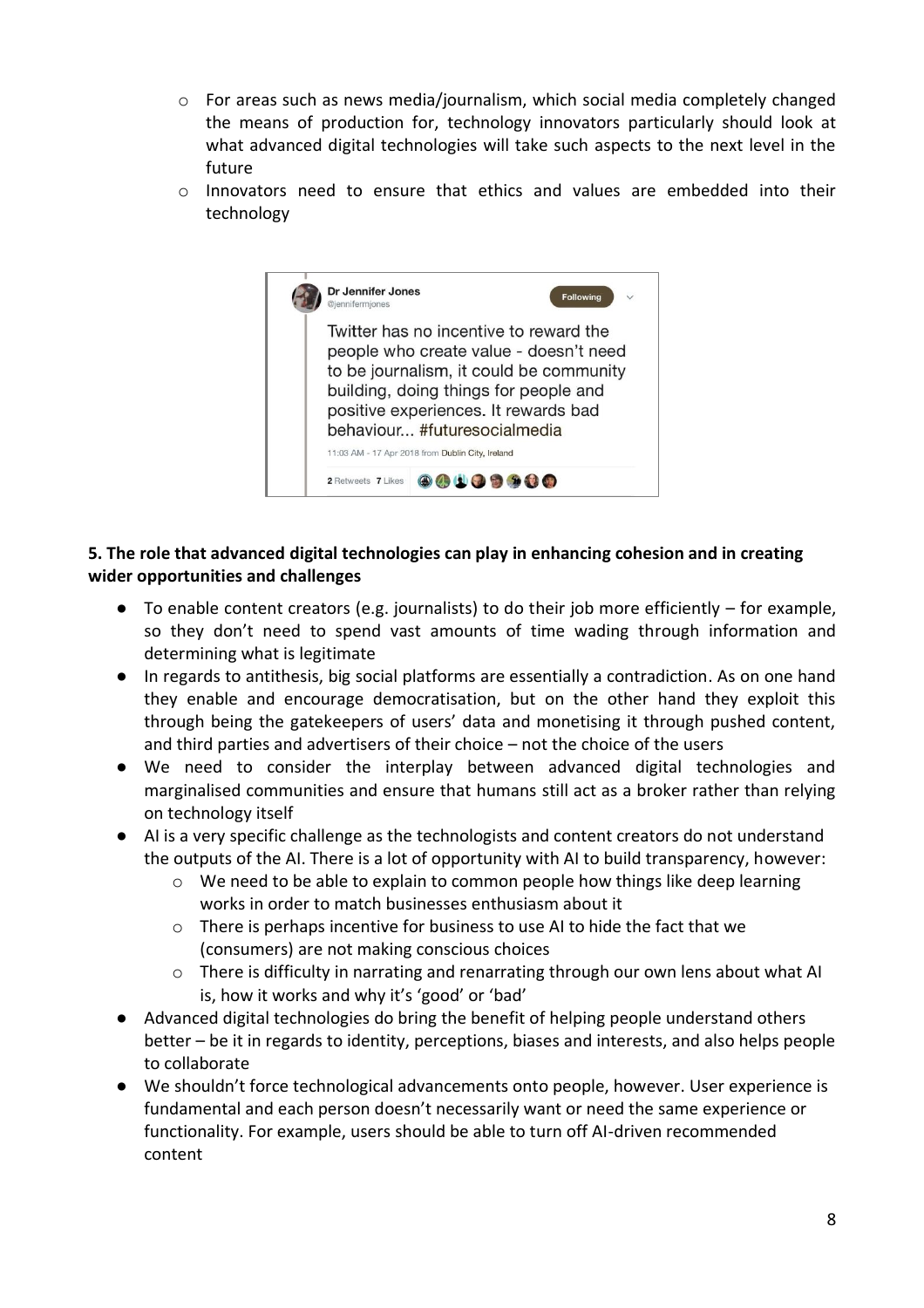- For areas such as news media/journalism, which social media completely changed the means of production for, technology innovators particularly should look at what advanced digital technologies will take such aspects to the next level in the future
  - Innovators need to ensure that ethics and values are embedded into their technology

> **Dr Jennifer Jones** @jennifermjones
>
> Twitter has no incentive to reward the people who create value - doesn't need to be journalism, it could be community building, doing things for people and positive experiences. It rewards bad behaviour... #futuresocialmedia
>
> 11:03 AM - 17 Apr 2018 from Dublin City, Ireland
>
> 2 Retweets 7 Likes

**5. The role that advanced digital technologies can play in enhancing cohesion and in creating wider opportunities and challenges**

- To enable content creators (e.g. journalists) to do their job more efficiently – for example, so they don't need to spend vast amounts of time wading through information and determining what is legitimate
- In regards to antithesis, big social platforms are essentially a contradiction. As on one hand they enable and encourage democratisation, but on the other hand they exploit this through being the gatekeepers of users' data and monetising it through pushed content, and third parties and advertisers of their choice – not the choice of the users
- We need to consider the interplay between advanced digital technologies and marginalised communities and ensure that humans still act as a broker rather than relying on technology itself
- AI is a very specific challenge as the technologists and content creators do not understand the outputs of the AI. There is a lot of opportunity with AI to build transparency, however:
  - We need to be able to explain to common people how things like deep learning works in order to match businesses enthusiasm about it
  - There is perhaps incentive for business to use AI to hide the fact that we (consumers) are not making conscious choices
  - There is difficulty in narrating and renarrating through our own lens about what AI is, how it works and why it's 'good' or 'bad'
- Advanced digital technologies do bring the benefit of helping people understand others better – be it in regards to identity, perceptions, biases and interests, and also helps people to collaborate
- We shouldn't force technological advancements onto people, however. User experience is fundamental and each person doesn't necessarily want or need the same experience or functionality. For example, users should be able to turn off AI-driven recommended content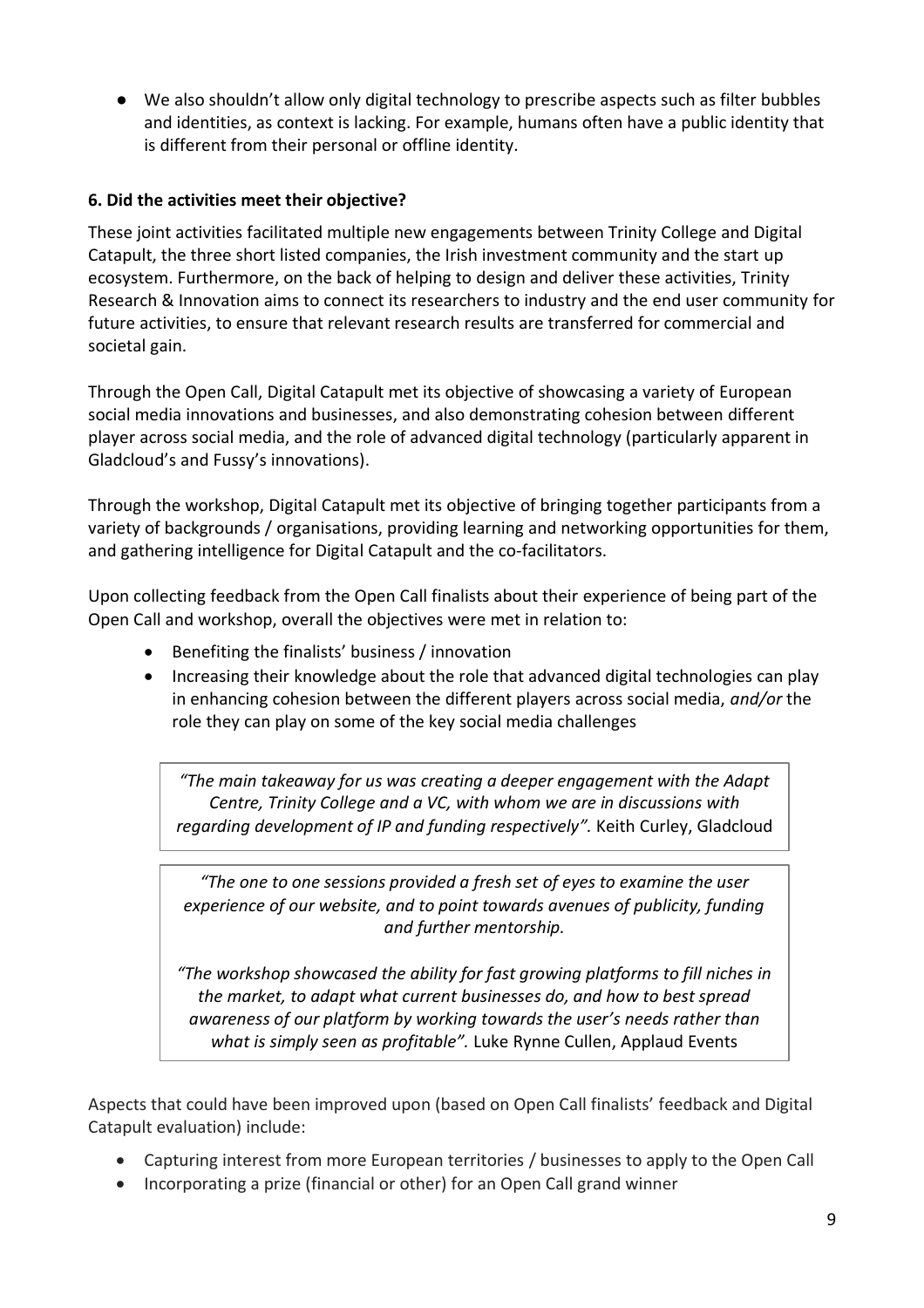- We also shouldn't allow only digital technology to prescribe aspects such as filter bubbles and identities, as context is lacking. For example, humans often have a public identity that is different from their personal or offline identity.

**6. Did the activities meet their objective?**

These joint activities facilitated multiple new engagements between Trinity College and Digital Catapult, the three short listed companies, the Irish investment community and the start up ecosystem. Furthermore, on the back of helping to design and deliver these activities, Trinity Research & Innovation aims to connect its researchers to industry and the end user community for future activities, to ensure that relevant research results are transferred for commercial and societal gain.

Through the Open Call, Digital Catapult met its objective of showcasing a variety of European social media innovations and businesses, and also demonstrating cohesion between different player across social media, and the role of advanced digital technology (particularly apparent in Gladcloud's and Fussy's innovations).

Through the workshop, Digital Catapult met its objective of bringing together participants from a variety of backgrounds / organisations, providing learning and networking opportunities for them, and gathering intelligence for Digital Catapult and the co-facilitators.

Upon collecting feedback from the Open Call finalists about their experience of being part of the Open Call and workshop, overall the objectives were met in relation to:

- Benefiting the finalists' business / innovation
- Increasing their knowledge about the role that advanced digital technologies can play in enhancing cohesion between the different players across social media, *and/or* the role they can play on some of the key social media challenges

> *"The main takeaway for us was creating a deeper engagement with the Adapt Centre, Trinity College and a VC, with whom we are in discussions with regarding development of IP and funding respectively".* Keith Curley, Gladcloud

> *"The one to one sessions provided a fresh set of eyes to examine the user experience of our website, and to point towards avenues of publicity, funding and further mentorship.*
>
> *"The workshop showcased the ability for fast growing platforms to fill niches in the market, to adapt what current businesses do, and how to best spread awareness of our platform by working towards the user's needs rather than what is simply seen as profitable".* Luke Rynne Cullen, Applaud Events

Aspects that could have been improved upon (based on Open Call finalists' feedback and Digital Catapult evaluation) include:

- Capturing interest from more European territories / businesses to apply to the Open Call
- Incorporating a prize (financial or other) for an Open Call grand winner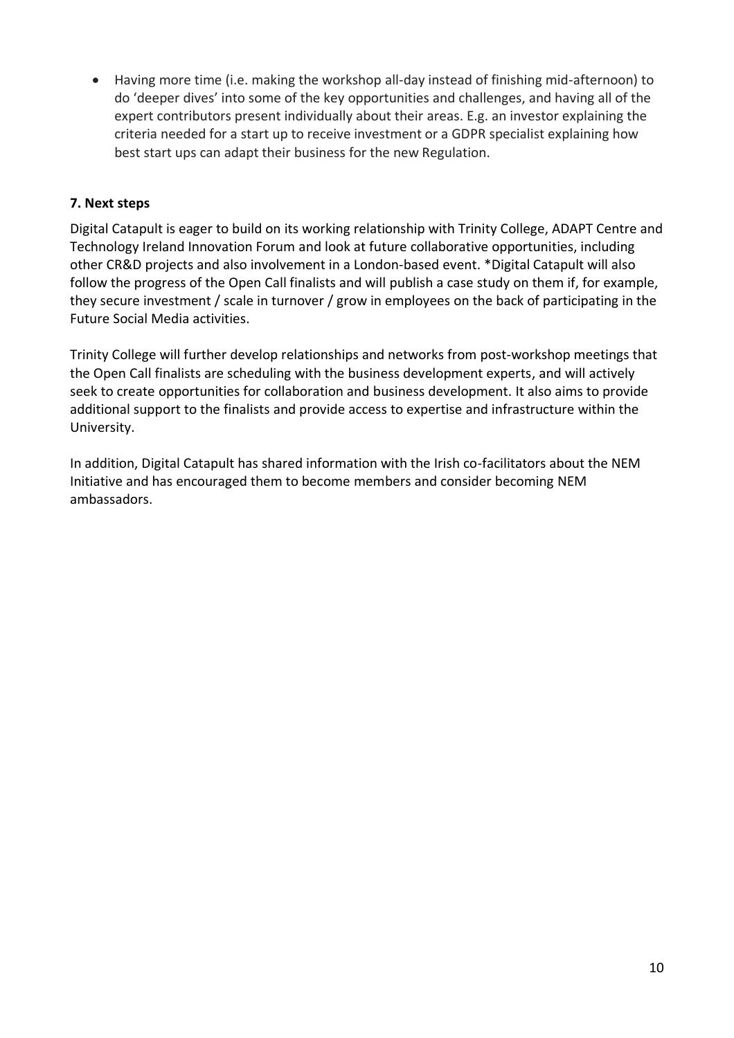- Having more time (i.e. making the workshop all-day instead of finishing mid-afternoon) to do 'deeper dives' into some of the key opportunities and challenges, and having all of the expert contributors present individually about their areas. E.g. an investor explaining the criteria needed for a start up to receive investment or a GDPR specialist explaining how best start ups can adapt their business for the new Regulation.

**7. Next steps**

Digital Catapult is eager to build on its working relationship with Trinity College, ADAPT Centre and Technology Ireland Innovation Forum and look at future collaborative opportunities, including other CR&D projects and also involvement in a London-based event. *Digital Catapult will also follow the progress of the Open Call finalists and will publish a case study on them if, for example, they secure investment / scale in turnover / grow in employees on the back of participating in the Future Social Media activities.

Trinity College will further develop relationships and networks from post-workshop meetings that the Open Call finalists are scheduling with the business development experts, and will actively seek to create opportunities for collaboration and business development. It also aims to provide additional support to the finalists and provide access to expertise and infrastructure within the University.

In addition, Digital Catapult has shared information with the Irish co-facilitators about the NEM Initiative and has encouraged them to become members and consider becoming NEM ambassadors.